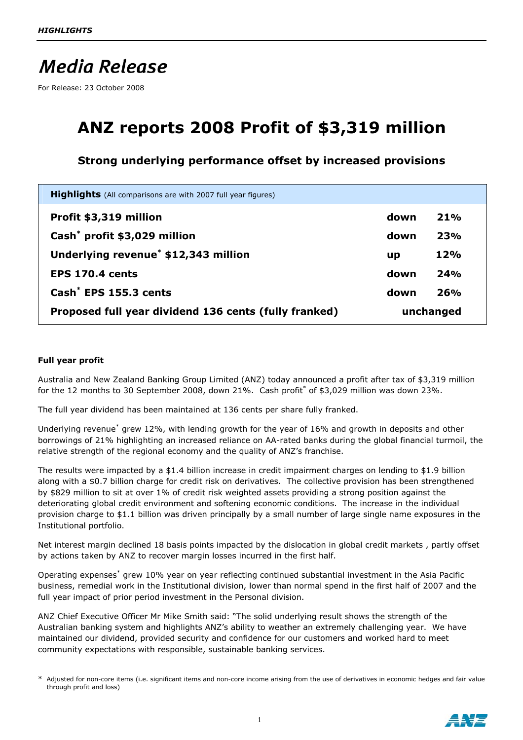*HIGHLIGHTS*

# *Media Release*

For Release: 23 October 2008

## ANZ reports 2008 Profit of $3,319 million

### Strong underlying performance offset by increased provisions

| **Highlights** (All comparisons are with 2007 full year figures) | | |
|---|---|---|
| **Profit $3,319 million** | **down** | **21%** |
| **Cash* profit $3,029 million** | **down** | **23%** |
| **Underlying revenue* $12,343 million** | **up** | **12%** |
| **EPS 170.4 cents** | **down** | **24%** |
| **Cash* EPS 155.3 cents** | **down** | **26%** |
| **Proposed full year dividend 136 cents (fully franked)** | **unchanged** | |

**Full year profit**

Australia and New Zealand Banking Group Limited (ANZ) today announced a profit after tax of $3,319 million for the 12 months to 30 September 2008, down 21%. Cash profit* of $3,029 million was down 23%.

The full year dividend has been maintained at 136 cents per share fully franked.

Underlying revenue* grew 12%, with lending growth for the year of 16% and growth in deposits and other borrowings of 21% highlighting an increased reliance on AA-rated banks during the global financial turmoil, the relative strength of the regional economy and the quality of ANZ's franchise.

The results were impacted by a $1.4 billion increase in credit impairment charges on lending to $1.9 billion along with a $0.7 billion charge for credit risk on derivatives. The collective provision has been strengthened by $829 million to sit at over 1% of credit risk weighted assets providing a strong position against the deteriorating global credit environment and softening economic conditions. The increase in the individual provision charge to $1.1 billion was driven principally by a small number of large single name exposures in the Institutional portfolio.

Net interest margin declined 18 basis points impacted by the dislocation in global credit markets , partly offset by actions taken by ANZ to recover margin losses incurred in the first half.

Operating expenses* grew 10% year on year reflecting continued substantial investment in the Asia Pacific business, remedial work in the Institutional division, lower than normal spend in the first half of 2007 and the full year impact of prior period investment in the Personal division.

ANZ Chief Executive Officer Mr Mike Smith said: "The solid underlying result shows the strength of the Australian banking system and highlights ANZ's ability to weather an extremely challenging year. We have maintained our dividend, provided security and confidence for our customers and worked hard to meet community expectations with responsible, sustainable banking services.

\* Adjusted for non-core items (i.e. significant items and non-core income arising from the use of derivatives in economic hedges and fair value through profit and loss)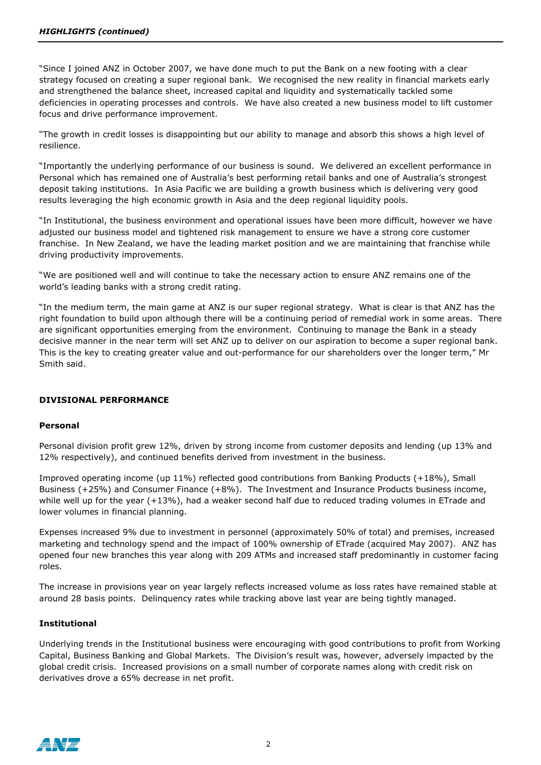"Since I joined ANZ in October 2007, we have done much to put the Bank on a new footing with a clear strategy focused on creating a super regional bank. We recognised the new reality in financial markets early and strengthened the balance sheet, increased capital and liquidity and systematically tackled some deficiencies in operating processes and controls. We have also created a new business model to lift customer focus and drive performance improvement.

"The growth in credit losses is disappointing but our ability to manage and absorb this shows a high level of resilience.

"Importantly the underlying performance of our business is sound. We delivered an excellent performance in Personal which has remained one of Australia's best performing retail banks and one of Australia's strongest deposit taking institutions. In Asia Pacific we are building a growth business which is delivering very good results leveraging the high economic growth in Asia and the deep regional liquidity pools.

"In Institutional, the business environment and operational issues have been more difficult, however we have adjusted our business model and tightened risk management to ensure we have a strong core customer franchise. In New Zealand, we have the leading market position and we are maintaining that franchise while driving productivity improvements.

"We are positioned well and will continue to take the necessary action to ensure ANZ remains one of the world's leading banks with a strong credit rating.

"In the medium term, the main game at ANZ is our super regional strategy. What is clear is that ANZ has the right foundation to build upon although there will be a continuing period of remedial work in some areas. There are significant opportunities emerging from the environment. Continuing to manage the Bank in a steady decisive manner in the near term will set ANZ up to deliver on our aspiration to become a super regional bank. This is the key to creating greater value and out-performance for our shareholders over the longer term," Mr Smith said.

## DIVISIONAL PERFORMANCE

### Personal

Personal division profit grew 12%, driven by strong income from customer deposits and lending (up 13% and 12% respectively), and continued benefits derived from investment in the business.

Improved operating income (up 11%) reflected good contributions from Banking Products (+18%), Small Business (+25%) and Consumer Finance (+8%). The Investment and Insurance Products business income, while well up for the year (+13%), had a weaker second half due to reduced trading volumes in ETrade and lower volumes in financial planning.

Expenses increased 9% due to investment in personnel (approximately 50% of total) and premises, increased marketing and technology spend and the impact of 100% ownership of ETrade (acquired May 2007). ANZ has opened four new branches this year along with 209 ATMs and increased staff predominantly in customer facing roles.

The increase in provisions year on year largely reflects increased volume as loss rates have remained stable at around 28 basis points. Delinquency rates while tracking above last year are being tightly managed.

### Institutional

Underlying trends in the Institutional business were encouraging with good contributions to profit from Working Capital, Business Banking and Global Markets. The Division's result was, however, adversely impacted by the global credit crisis. Increased provisions on a small number of corporate names along with credit risk on derivatives drove a 65% decrease in net profit.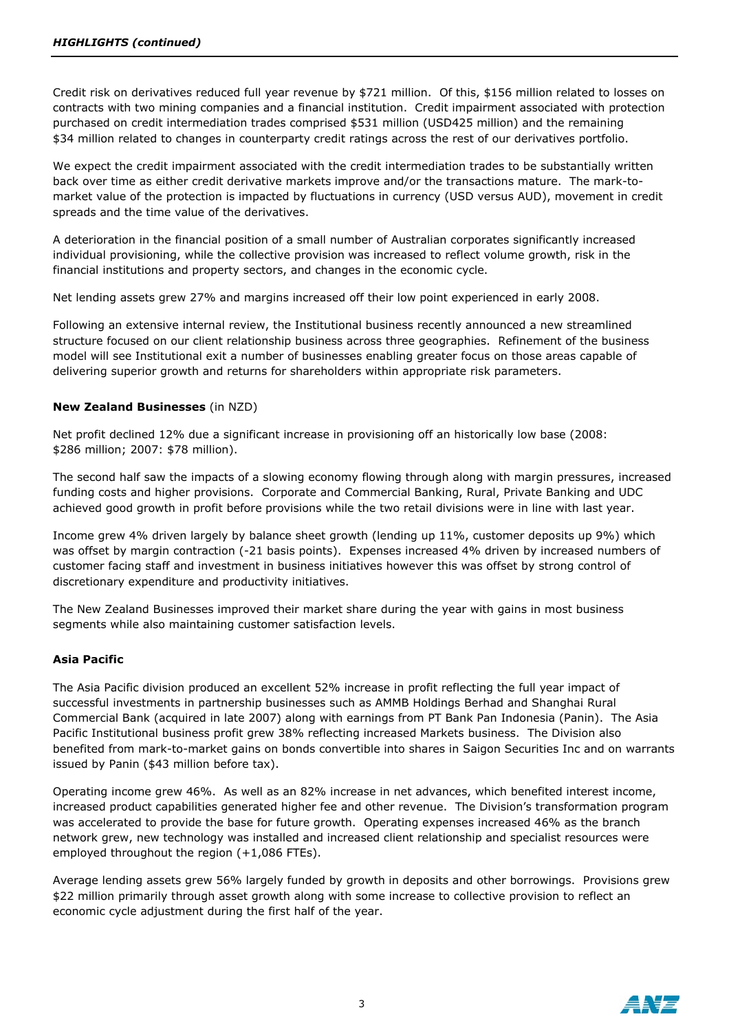Credit risk on derivatives reduced full year revenue by $721 million. Of this, $156 million related to losses on contracts with two mining companies and a financial institution. Credit impairment associated with protection purchased on credit intermediation trades comprised $531 million (USD425 million) and the remaining $34 million related to changes in counterparty credit ratings across the rest of our derivatives portfolio.

We expect the credit impairment associated with the credit intermediation trades to be substantially written back over time as either credit derivative markets improve and/or the transactions mature. The mark-to-market value of the protection is impacted by fluctuations in currency (USD versus AUD), movement in credit spreads and the time value of the derivatives.

A deterioration in the financial position of a small number of Australian corporates significantly increased individual provisioning, while the collective provision was increased to reflect volume growth, risk in the financial institutions and property sectors, and changes in the economic cycle.

Net lending assets grew 27% and margins increased off their low point experienced in early 2008.

Following an extensive internal review, the Institutional business recently announced a new streamlined structure focused on our client relationship business across three geographies. Refinement of the business model will see Institutional exit a number of businesses enabling greater focus on those areas capable of delivering superior growth and returns for shareholders within appropriate risk parameters.

**New Zealand Businesses** (in NZD)

Net profit declined 12% due a significant increase in provisioning off an historically low base (2008: $286 million; 2007: $78 million).

The second half saw the impacts of a slowing economy flowing through along with margin pressures, increased funding costs and higher provisions. Corporate and Commercial Banking, Rural, Private Banking and UDC achieved good growth in profit before provisions while the two retail divisions were in line with last year.

Income grew 4% driven largely by balance sheet growth (lending up 11%, customer deposits up 9%) which was offset by margin contraction (-21 basis points). Expenses increased 4% driven by increased numbers of customer facing staff and investment in business initiatives however this was offset by strong control of discretionary expenditure and productivity initiatives.

The New Zealand Businesses improved their market share during the year with gains in most business segments while also maintaining customer satisfaction levels.

**Asia Pacific**

The Asia Pacific division produced an excellent 52% increase in profit reflecting the full year impact of successful investments in partnership businesses such as AMMB Holdings Berhad and Shanghai Rural Commercial Bank (acquired in late 2007) along with earnings from PT Bank Pan Indonesia (Panin). The Asia Pacific Institutional business profit grew 38% reflecting increased Markets business. The Division also benefited from mark-to-market gains on bonds convertible into shares in Saigon Securities Inc and on warrants issued by Panin ($43 million before tax).

Operating income grew 46%. As well as an 82% increase in net advances, which benefited interest income, increased product capabilities generated higher fee and other revenue. The Division's transformation program was accelerated to provide the base for future growth. Operating expenses increased 46% as the branch network grew, new technology was installed and increased client relationship and specialist resources were employed throughout the region (+1,086 FTEs).

Average lending assets grew 56% largely funded by growth in deposits and other borrowings. Provisions grew $22 million primarily through asset growth along with some increase to collective provision to reflect an economic cycle adjustment during the first half of the year.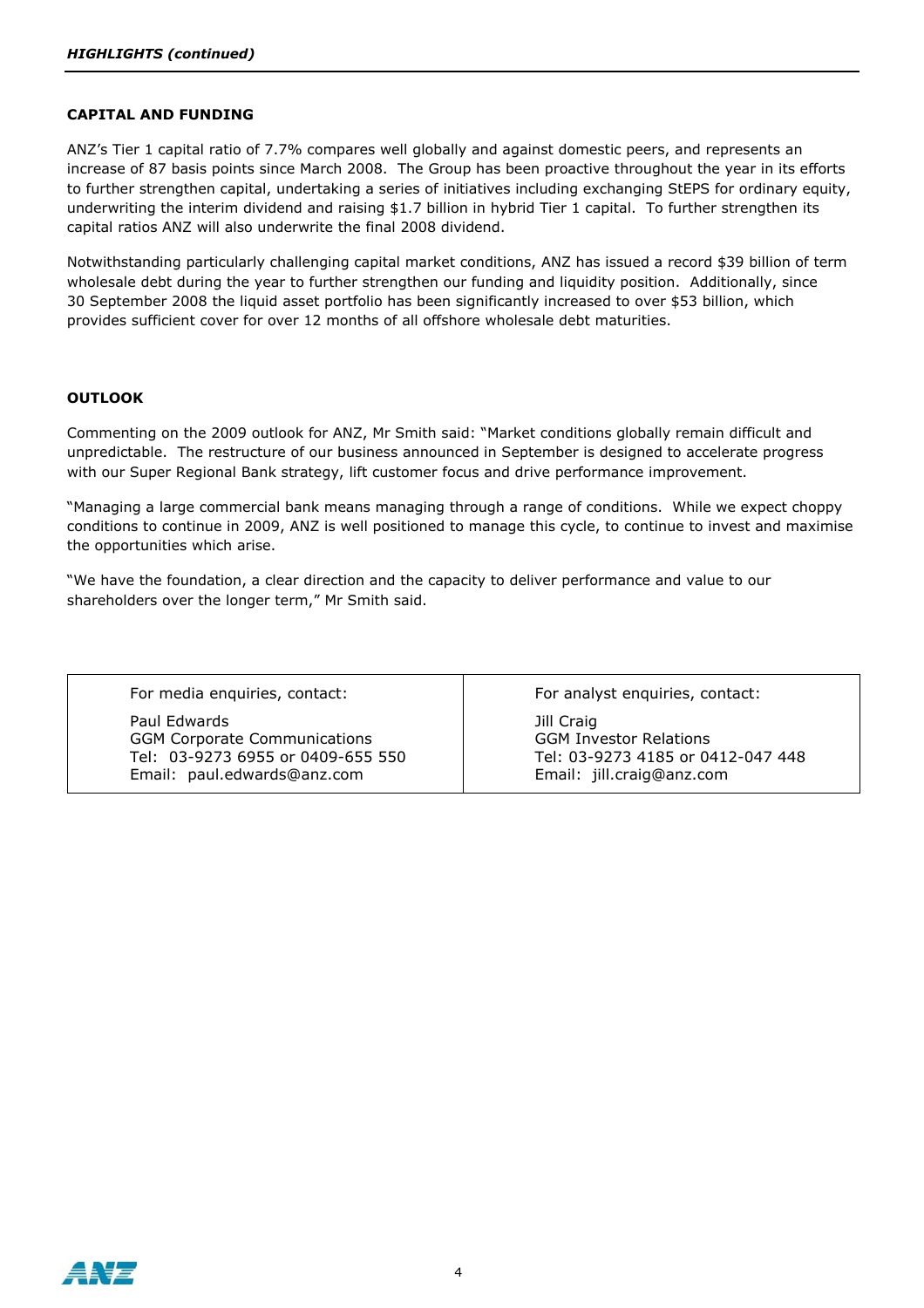## CAPITAL AND FUNDING

ANZ's Tier 1 capital ratio of 7.7% compares well globally and against domestic peers, and represents an increase of 87 basis points since March 2008. The Group has been proactive throughout the year in its efforts to further strengthen capital, undertaking a series of initiatives including exchanging StEPS for ordinary equity, underwriting the interim dividend and raising $1.7 billion in hybrid Tier 1 capital. To further strengthen its capital ratios ANZ will also underwrite the final 2008 dividend.

Notwithstanding particularly challenging capital market conditions, ANZ has issued a record $39 billion of term wholesale debt during the year to further strengthen our funding and liquidity position. Additionally, since 30 September 2008 the liquid asset portfolio has been significantly increased to over $53 billion, which provides sufficient cover for over 12 months of all offshore wholesale debt maturities.

## OUTLOOK

Commenting on the 2009 outlook for ANZ, Mr Smith said: "Market conditions globally remain difficult and unpredictable. The restructure of our business announced in September is designed to accelerate progress with our Super Regional Bank strategy, lift customer focus and drive performance improvement.

"Managing a large commercial bank means managing through a range of conditions. While we expect choppy conditions to continue in 2009, ANZ is well positioned to manage this cycle, to continue to invest and maximise the opportunities which arise.

"We have the foundation, a clear direction and the capacity to deliver performance and value to our shareholders over the longer term," Mr Smith said.

| | |
|---|---|
| For media enquiries, contact:<br><br>Paul Edwards<br>GGM Corporate Communications<br>Tel: 03-9273 6955 or 0409-655 550<br>Email: paul.edwards@anz.com | For analyst enquiries, contact:<br><br>Jill Craig<br>GGM Investor Relations<br>Tel: 03-9273 4185 or 0412-047 448<br>Email: jill.craig@anz.com |